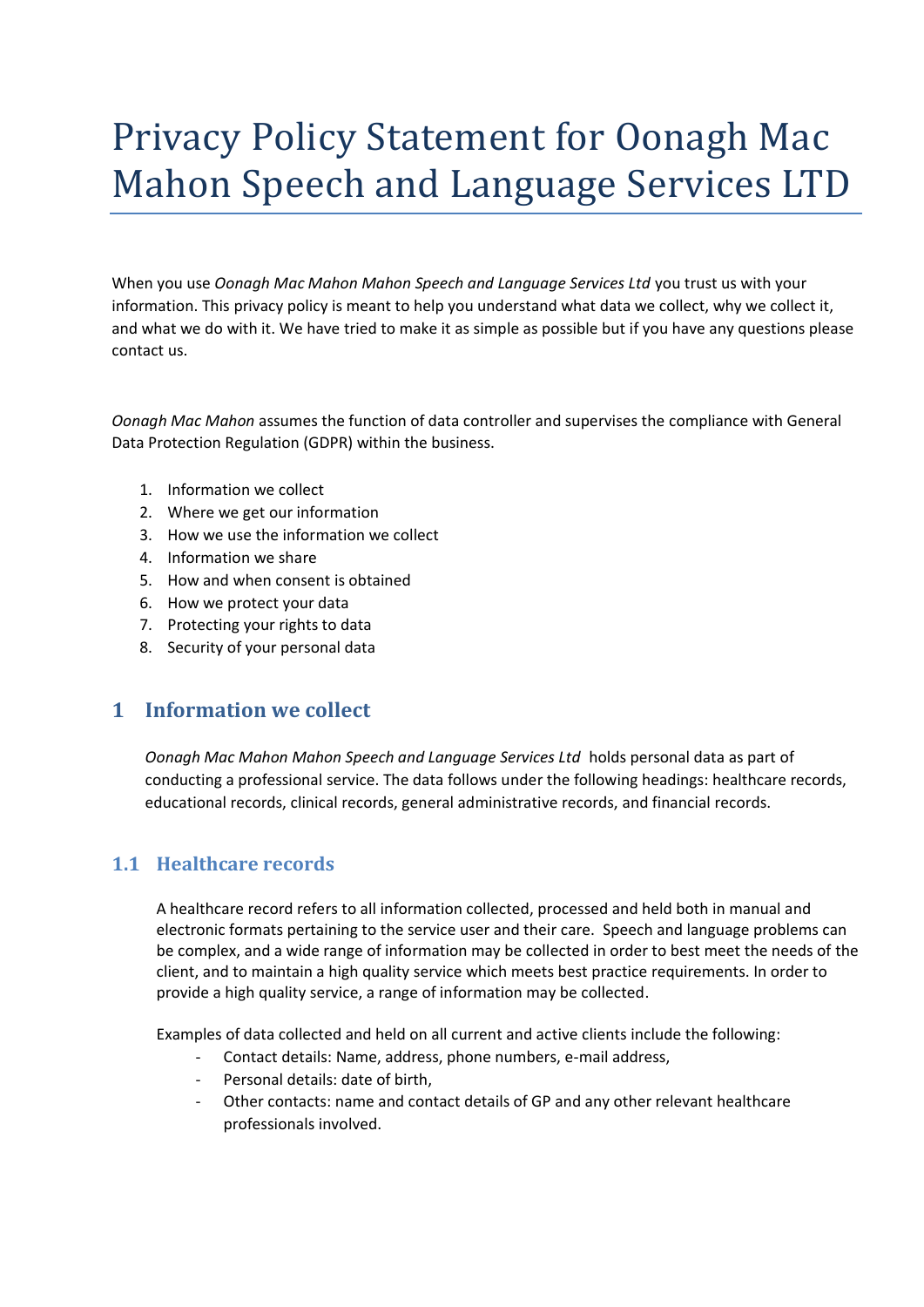# Privacy Policy Statement for Oonagh Mac Mahon Speech and Language Services LTD

When you use *Oonagh Mac Mahon Mahon Speech and Language Services Ltd* you trust us with your information. This privacy policy is meant to help you understand what data we collect, why we collect it, and what we do with it. We have tried to make it as simple as possible but if you have any questions please contact us.

*Oonagh Mac Mahon* assumes the function of data controller and supervises the compliance with General Data Protection Regulation (GDPR) within the business.

1. Information we collect
2. Where we get our information
3. How we use the information we collect
4. Information we share
5. How and when consent is obtained
6. How we protect your data
7. Protecting your rights to data
8. Security of your personal data

## 1 Information we collect

*Oonagh Mac Mahon Mahon Speech and Language Services Ltd* holds personal data as part of conducting a professional service. The data follows under the following headings: healthcare records, educational records, clinical records, general administrative records, and financial records.

### 1.1 Healthcare records

A healthcare record refers to all information collected, processed and held both in manual and electronic formats pertaining to the service user and their care. Speech and language problems can be complex, and a wide range of information may be collected in order to best meet the needs of the client, and to maintain a high quality service which meets best practice requirements. In order to provide a high quality service, a range of information may be collected.

Examples of data collected and held on all current and active clients include the following:

- Contact details: Name, address, phone numbers, e-mail address,
- Personal details: date of birth,
- Other contacts: name and contact details of GP and any other relevant healthcare professionals involved.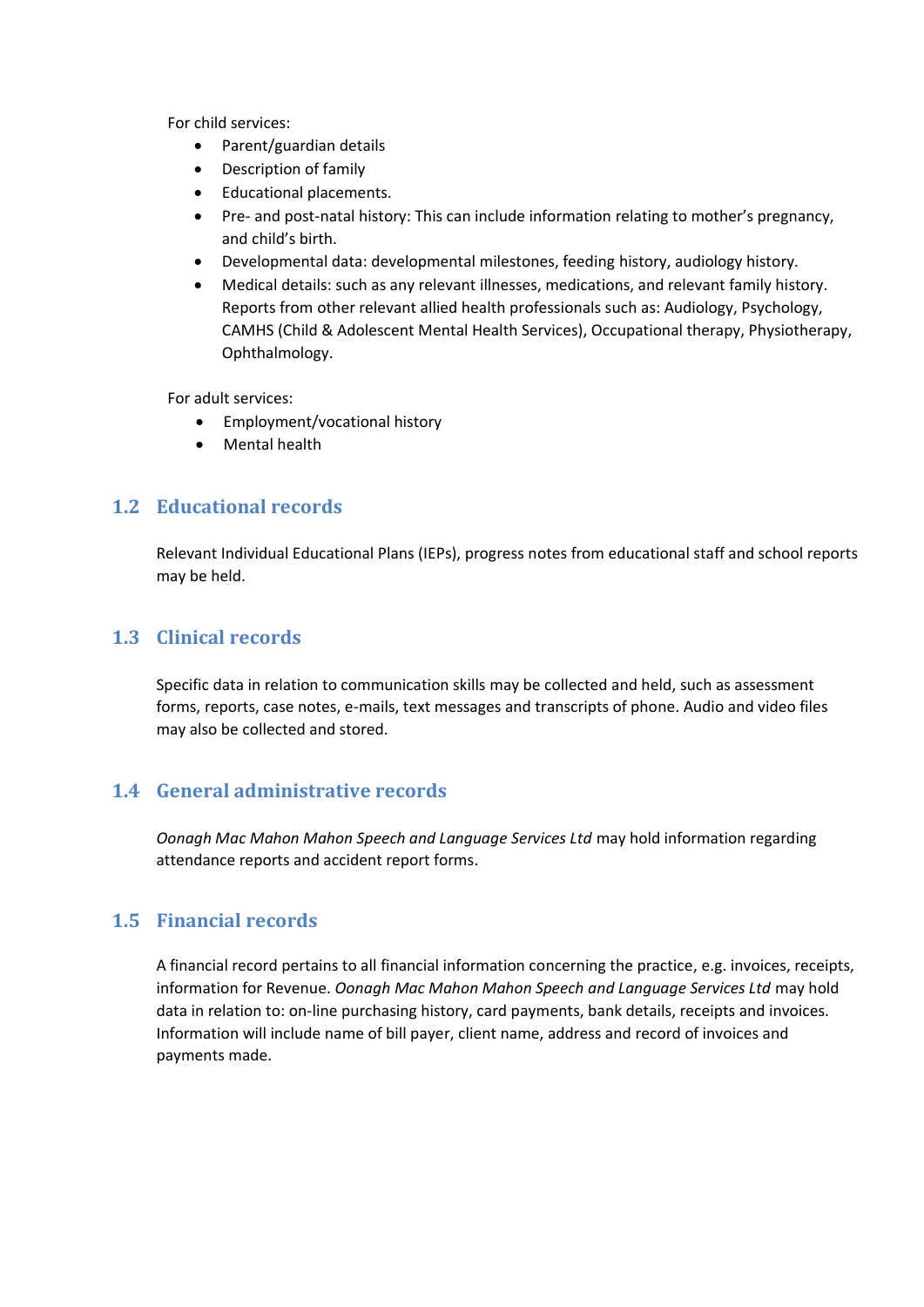For child services:

- Parent/guardian details
- Description of family
- Educational placements.
- Pre- and post-natal history: This can include information relating to mother's pregnancy, and child's birth.
- Developmental data: developmental milestones, feeding history, audiology history.
- Medical details: such as any relevant illnesses, medications, and relevant family history. Reports from other relevant allied health professionals such as: Audiology, Psychology, CAMHS (Child & Adolescent Mental Health Services), Occupational therapy, Physiotherapy, Ophthalmology.

For adult services:

- Employment/vocational history
- Mental health

## 1.2 Educational records

Relevant Individual Educational Plans (IEPs), progress notes from educational staff and school reports may be held.

## 1.3 Clinical records

Specific data in relation to communication skills may be collected and held, such as assessment forms, reports, case notes, e-mails, text messages and transcripts of phone. Audio and video files may also be collected and stored.

## 1.4 General administrative records

*Oonagh Mac Mahon Mahon Speech and Language Services Ltd* may hold information regarding attendance reports and accident report forms.

## 1.5 Financial records

A financial record pertains to all financial information concerning the practice, e.g. invoices, receipts, information for Revenue. *Oonagh Mac Mahon Mahon Speech and Language Services Ltd* may hold data in relation to: on-line purchasing history, card payments, bank details, receipts and invoices. Information will include name of bill payer, client name, address and record of invoices and payments made.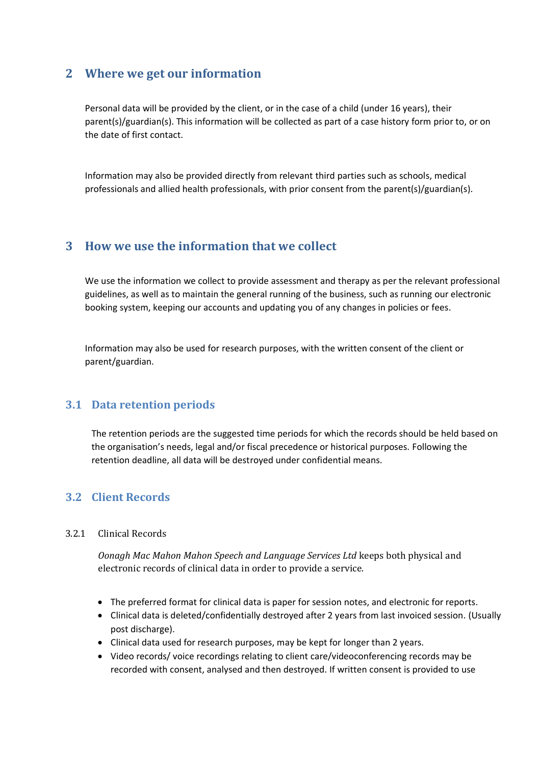## 2 Where we get our information

Personal data will be provided by the client, or in the case of a child (under 16 years), their parent(s)/guardian(s). This information will be collected as part of a case history form prior to, or on the date of first contact.

Information may also be provided directly from relevant third parties such as schools, medical professionals and allied health professionals, with prior consent from the parent(s)/guardian(s).

## 3 How we use the information that we collect

We use the information we collect to provide assessment and therapy as per the relevant professional guidelines, as well as to maintain the general running of the business, such as running our electronic booking system, keeping our accounts and updating you of any changes in policies or fees.

Information may also be used for research purposes, with the written consent of the client or parent/guardian.

### 3.1 Data retention periods

The retention periods are the suggested time periods for which the records should be held based on the organisation's needs, legal and/or fiscal precedence or historical purposes. Following the retention deadline, all data will be destroyed under confidential means.

### 3.2 Client Records

#### 3.2.1 Clinical Records

*Oonagh Mac Mahon Mahon Speech and Language Services Ltd* keeps both physical and electronic records of clinical data in order to provide a service.

- The preferred format for clinical data is paper for session notes, and electronic for reports.
- Clinical data is deleted/confidentially destroyed after 2 years from last invoiced session. (Usually post discharge).
- Clinical data used for research purposes, may be kept for longer than 2 years.
- Video records/ voice recordings relating to client care/videoconferencing records may be recorded with consent, analysed and then destroyed. If written consent is provided to use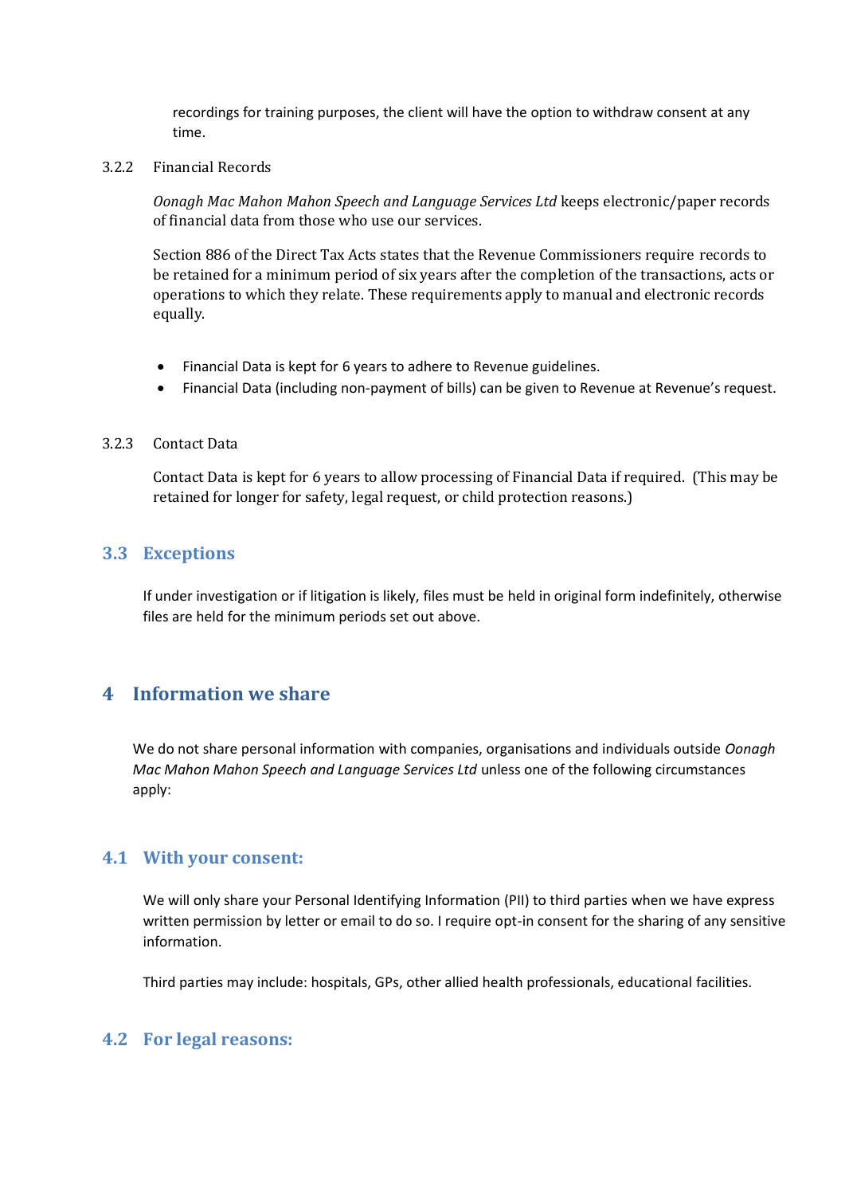recordings for training purposes, the client will have the option to withdraw consent at any time.

#### 3.2.2 Financial Records

*Oonagh Mac Mahon Mahon Speech and Language Services Ltd* keeps electronic/paper records of financial data from those who use our services.

Section 886 of the Direct Tax Acts states that the Revenue Commissioners require records to be retained for a minimum period of six years after the completion of the transactions, acts or operations to which they relate. These requirements apply to manual and electronic records equally.

- Financial Data is kept for 6 years to adhere to Revenue guidelines.
- Financial Data (including non-payment of bills) can be given to Revenue at Revenue's request.

#### 3.2.3 Contact Data

Contact Data is kept for 6 years to allow processing of Financial Data if required. (This may be retained for longer for safety, legal request, or child protection reasons.)

### 3.3 Exceptions

If under investigation or if litigation is likely, files must be held in original form indefinitely, otherwise files are held for the minimum periods set out above.

## 4 Information we share

We do not share personal information with companies, organisations and individuals outside *Oonagh Mac Mahon Mahon Speech and Language Services Ltd* unless one of the following circumstances apply:

### 4.1 With your consent:

We will only share your Personal Identifying Information (PII) to third parties when we have express written permission by letter or email to do so. I require opt-in consent for the sharing of any sensitive information.

Third parties may include: hospitals, GPs, other allied health professionals, educational facilities.

### 4.2 For legal reasons: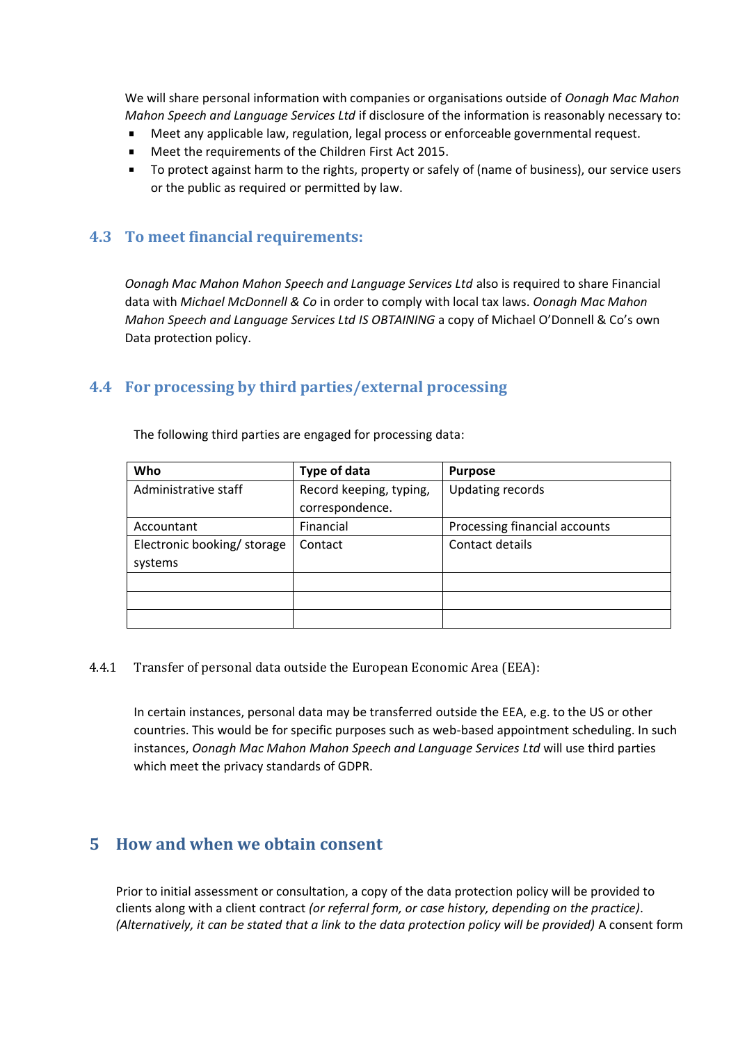We will share personal information with companies or organisations outside of *Oonagh Mac Mahon Mahon Speech and Language Services Ltd* if disclosure of the information is reasonably necessary to:

- Meet any applicable law, regulation, legal process or enforceable governmental request.
- Meet the requirements of the Children First Act 2015.
- To protect against harm to the rights, property or safely of (name of business), our service users or the public as required or permitted by law.

## 4.3 To meet financial requirements:

*Oonagh Mac Mahon Mahon Speech and Language Services Ltd* also is required to share Financial data with *Michael McDonnell & Co* in order to comply with local tax laws. *Oonagh Mac Mahon Mahon Speech and Language Services Ltd IS OBTAINING* a copy of Michael O'Donnell & Co's own Data protection policy.

## 4.4 For processing by third parties/external processing

The following third parties are engaged for processing data:

| Who | Type of data | Purpose |
|---|---|---|
| Administrative staff | Record keeping, typing, correspondence. | Updating records |
| Accountant | Financial | Processing financial accounts |
| Electronic booking/ storage systems | Contact | Contact details |
| | | |
| | | |
| | | |

### 4.4.1 Transfer of personal data outside the European Economic Area (EEA):

In certain instances, personal data may be transferred outside the EEA, e.g. to the US or other countries. This would be for specific purposes such as web-based appointment scheduling. In such instances, *Oonagh Mac Mahon Mahon Speech and Language Services Ltd* will use third parties which meet the privacy standards of GDPR.

# 5 How and when we obtain consent

Prior to initial assessment or consultation, a copy of the data protection policy will be provided to clients along with a client contract *(or referral form, or case history, depending on the practice)*. *(Alternatively, it can be stated that a link to the data protection policy will be provided)* A consent form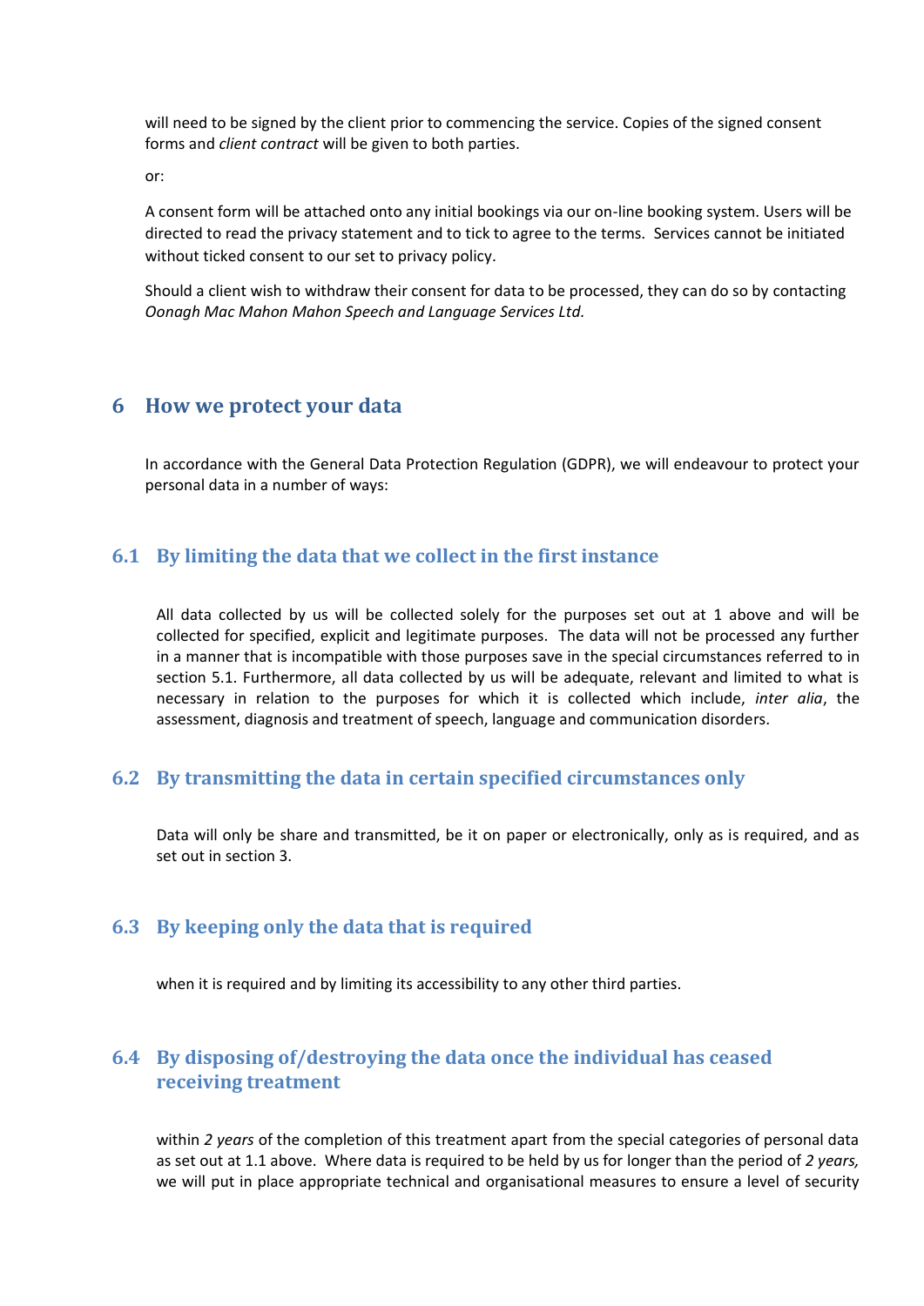will need to be signed by the client prior to commencing the service. Copies of the signed consent forms and *client contract* will be given to both parties.

or:

A consent form will be attached onto any initial bookings via our on-line booking system. Users will be directed to read the privacy statement and to tick to agree to the terms. Services cannot be initiated without ticked consent to our set to privacy policy.

Should a client wish to withdraw their consent for data to be processed, they can do so by contacting *Oonagh Mac Mahon Mahon Speech and Language Services Ltd.*

# 6 How we protect your data

In accordance with the General Data Protection Regulation (GDPR), we will endeavour to protect your personal data in a number of ways:

## 6.1 By limiting the data that we collect in the first instance

All data collected by us will be collected solely for the purposes set out at 1 above and will be collected for specified, explicit and legitimate purposes. The data will not be processed any further in a manner that is incompatible with those purposes save in the special circumstances referred to in section 5.1. Furthermore, all data collected by us will be adequate, relevant and limited to what is necessary in relation to the purposes for which it is collected which include, *inter alia*, the assessment, diagnosis and treatment of speech, language and communication disorders.

## 6.2 By transmitting the data in certain specified circumstances only

Data will only be share and transmitted, be it on paper or electronically, only as is required, and as set out in section 3.

## 6.3 By keeping only the data that is required

when it is required and by limiting its accessibility to any other third parties.

## 6.4 By disposing of/destroying the data once the individual has ceased receiving treatment

within *2 years* of the completion of this treatment apart from the special categories of personal data as set out at 1.1 above. Where data is required to be held by us for longer than the period of *2 years,* we will put in place appropriate technical and organisational measures to ensure a level of security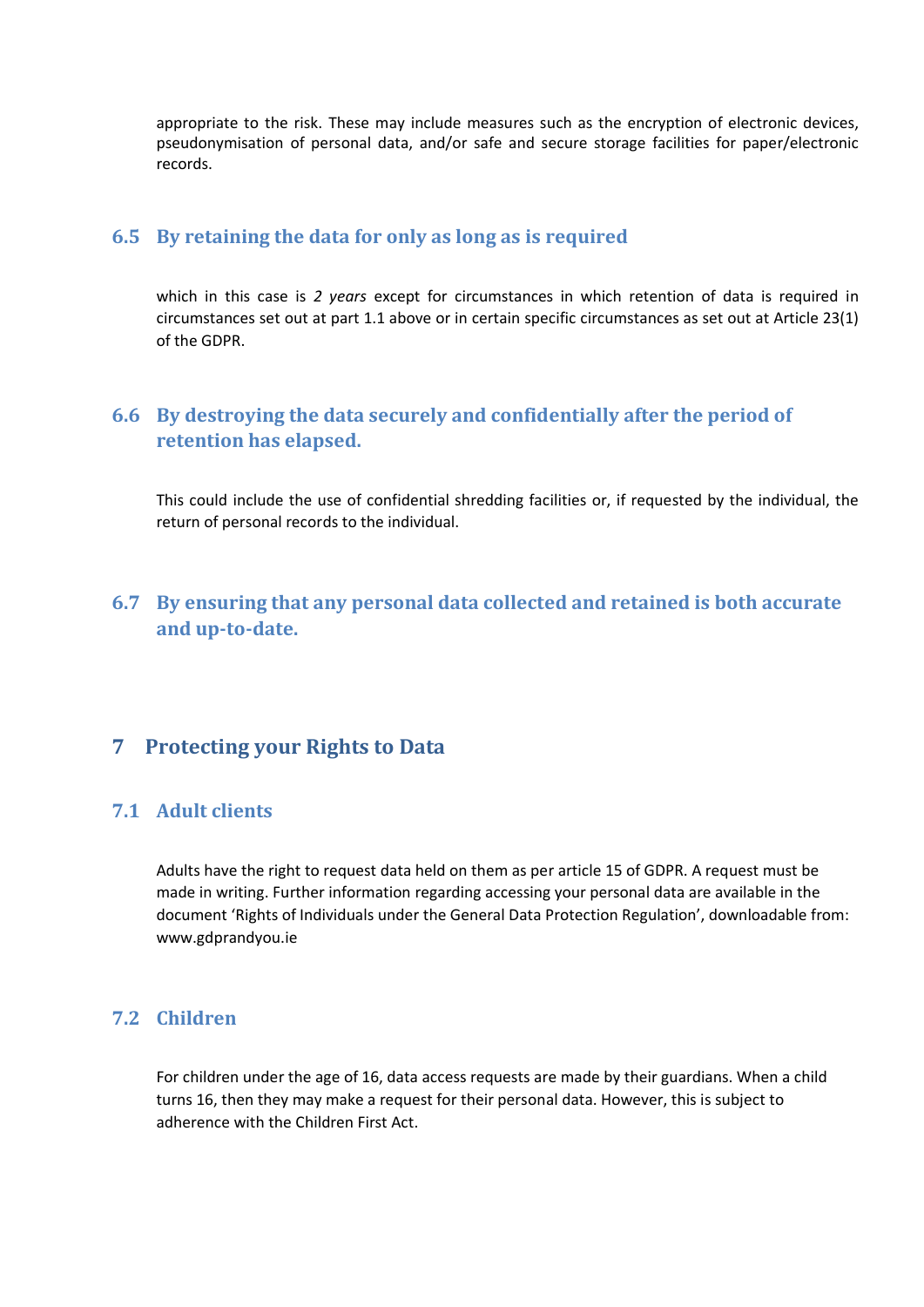appropriate to the risk. These may include measures such as the encryption of electronic devices, pseudonymisation of personal data, and/or safe and secure storage facilities for paper/electronic records.

### 6.5 By retaining the data for only as long as is required

which in this case is *2 years* except for circumstances in which retention of data is required in circumstances set out at part 1.1 above or in certain specific circumstances as set out at Article 23(1) of the GDPR.

### 6.6 By destroying the data securely and confidentially after the period of retention has elapsed.

This could include the use of confidential shredding facilities or, if requested by the individual, the return of personal records to the individual.

### 6.7 By ensuring that any personal data collected and retained is both accurate and up-to-date.

## 7 Protecting your Rights to Data

### 7.1 Adult clients

Adults have the right to request data held on them as per article 15 of GDPR. A request must be made in writing. Further information regarding accessing your personal data are available in the document 'Rights of Individuals under the General Data Protection Regulation', downloadable from: www.gdprandyou.ie

### 7.2 Children

For children under the age of 16, data access requests are made by their guardians. When a child turns 16, then they may make a request for their personal data. However, this is subject to adherence with the Children First Act.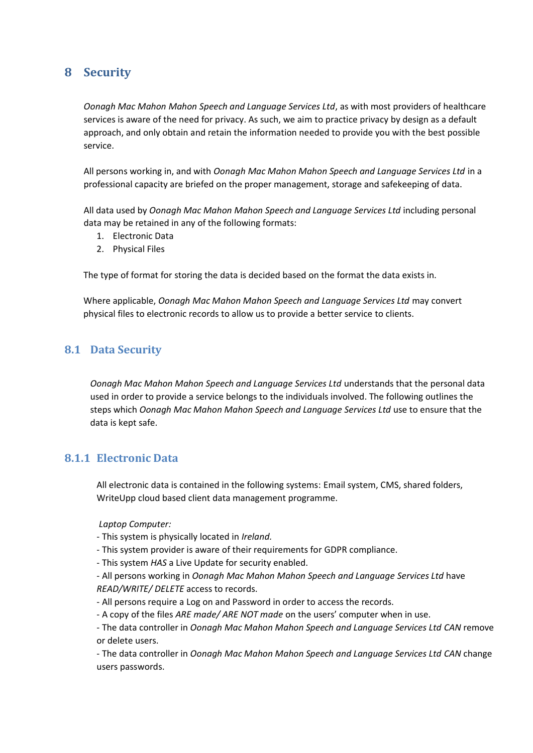# 8 Security

*Oonagh Mac Mahon Mahon Speech and Language Services Ltd*, as with most providers of healthcare services is aware of the need for privacy. As such, we aim to practice privacy by design as a default approach, and only obtain and retain the information needed to provide you with the best possible service.

All persons working in, and with *Oonagh Mac Mahon Mahon Speech and Language Services Ltd* in a professional capacity are briefed on the proper management, storage and safekeeping of data.

All data used by *Oonagh Mac Mahon Mahon Speech and Language Services Ltd* including personal data may be retained in any of the following formats:

1. Electronic Data
2. Physical Files

The type of format for storing the data is decided based on the format the data exists in.

Where applicable, *Oonagh Mac Mahon Mahon Speech and Language Services Ltd* may convert physical files to electronic records to allow us to provide a better service to clients.

## 8.1 Data Security

*Oonagh Mac Mahon Mahon Speech and Language Services Ltd* understands that the personal data used in order to provide a service belongs to the individuals involved. The following outlines the steps which *Oonagh Mac Mahon Mahon Speech and Language Services Ltd* use to ensure that the data is kept safe.

### 8.1.1 Electronic Data

All electronic data is contained in the following systems: Email system, CMS, shared folders, WriteUpp cloud based client data management programme.

*Laptop Computer:*

- This system is physically located in *Ireland.*
- This system provider is aware of their requirements for GDPR compliance.
- This system *HAS* a Live Update for security enabled.
- All persons working in *Oonagh Mac Mahon Mahon Speech and Language Services Ltd* have *READ/WRITE/ DELETE* access to records.
- All persons require a Log on and Password in order to access the records.
- A copy of the files *ARE made/ ARE NOT made* on the users' computer when in use.
- The data controller in *Oonagh Mac Mahon Mahon Speech and Language Services Ltd CAN* remove or delete users.
- The data controller in *Oonagh Mac Mahon Mahon Speech and Language Services Ltd CAN* change users passwords.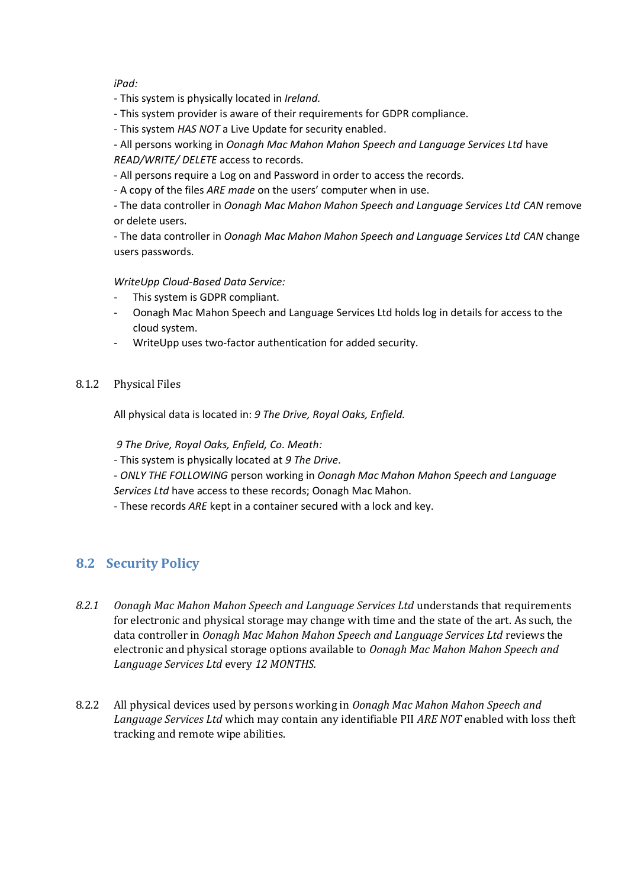*iPad:*

- This system is physically located in *Ireland.*
- This system provider is aware of their requirements for GDPR compliance.
- This system *HAS NOT* a Live Update for security enabled.
- All persons working in *Oonagh Mac Mahon Mahon Speech and Language Services Ltd* have *READ/WRITE/ DELETE* access to records.
- All persons require a Log on and Password in order to access the records.
- A copy of the files *ARE made* on the users' computer when in use.
- The data controller in *Oonagh Mac Mahon Mahon Speech and Language Services Ltd CAN* remove or delete users.
- The data controller in *Oonagh Mac Mahon Mahon Speech and Language Services Ltd CAN* change users passwords.

*WriteUpp Cloud-Based Data Service:*

- This system is GDPR compliant.
- Oonagh Mac Mahon Speech and Language Services Ltd holds log in details for access to the cloud system.
- WriteUpp uses two-factor authentication for added security.

8.1.2 Physical Files

All physical data is located in: *9 The Drive, Royal Oaks, Enfield.*

*9 The Drive, Royal Oaks, Enfield, Co. Meath:*

- This system is physically located at *9 The Drive*.
- *ONLY THE FOLLOWING* person working in *Oonagh Mac Mahon Mahon Speech and Language Services Ltd* have access to these records; Oonagh Mac Mahon.
- These records *ARE* kept in a container secured with a lock and key.

## 8.2 Security Policy

*8.2.1* *Oonagh Mac Mahon Mahon Speech and Language Services Ltd* understands that requirements for electronic and physical storage may change with time and the state of the art. As such, the data controller in *Oonagh Mac Mahon Mahon Speech and Language Services Ltd* reviews the electronic and physical storage options available to *Oonagh Mac Mahon Mahon Speech and Language Services Ltd* every *12 MONTHS.*

8.2.2 All physical devices used by persons working in *Oonagh Mac Mahon Mahon Speech and Language Services Ltd* which may contain any identifiable PII *ARE NOT* enabled with loss theft tracking and remote wipe abilities.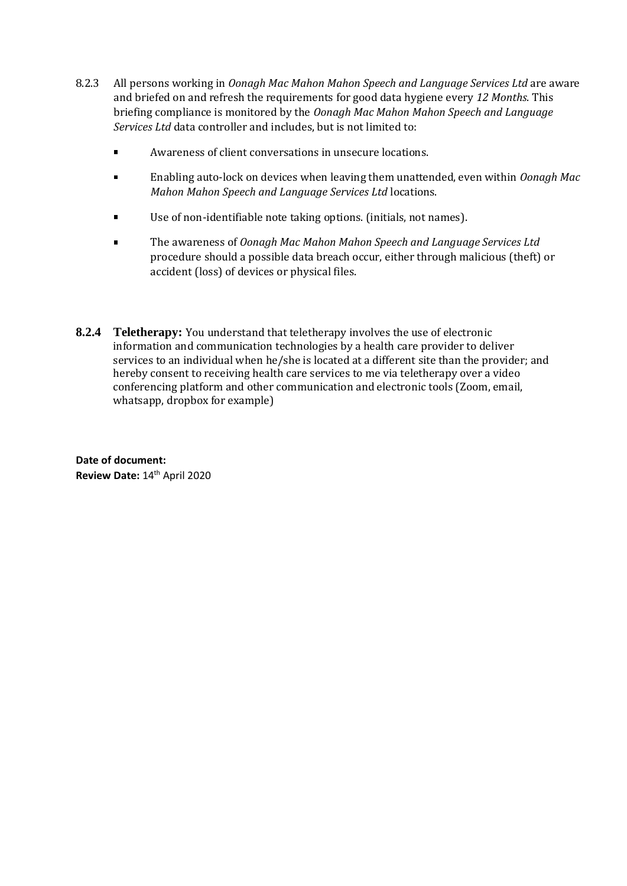8.2.3 All persons working in *Oonagh Mac Mahon Mahon Speech and Language Services Ltd* are aware and briefed on and refresh the requirements for good data hygiene every *12 Months*. This briefing compliance is monitored by the *Oonagh Mac Mahon Mahon Speech and Language Services Ltd* data controller and includes, but is not limited to:

- Awareness of client conversations in unsecure locations.
- Enabling auto-lock on devices when leaving them unattended, even within *Oonagh Mac Mahon Mahon Speech and Language Services Ltd* locations.
- Use of non-identifiable note taking options. (initials, not names).
- The awareness of *Oonagh Mac Mahon Mahon Speech and Language Services Ltd* procedure should a possible data breach occur, either through malicious (theft) or accident (loss) of devices or physical files.

**8.2.4 Teletherapy:** You understand that teletherapy involves the use of electronic information and communication technologies by a health care provider to deliver services to an individual when he/she is located at a different site than the provider; and hereby consent to receiving health care services to me via teletherapy over a video conferencing platform and other communication and electronic tools (Zoom, email, whatsapp, dropbox for example)

**Date of document:**
**Review Date:** 14th April 2020